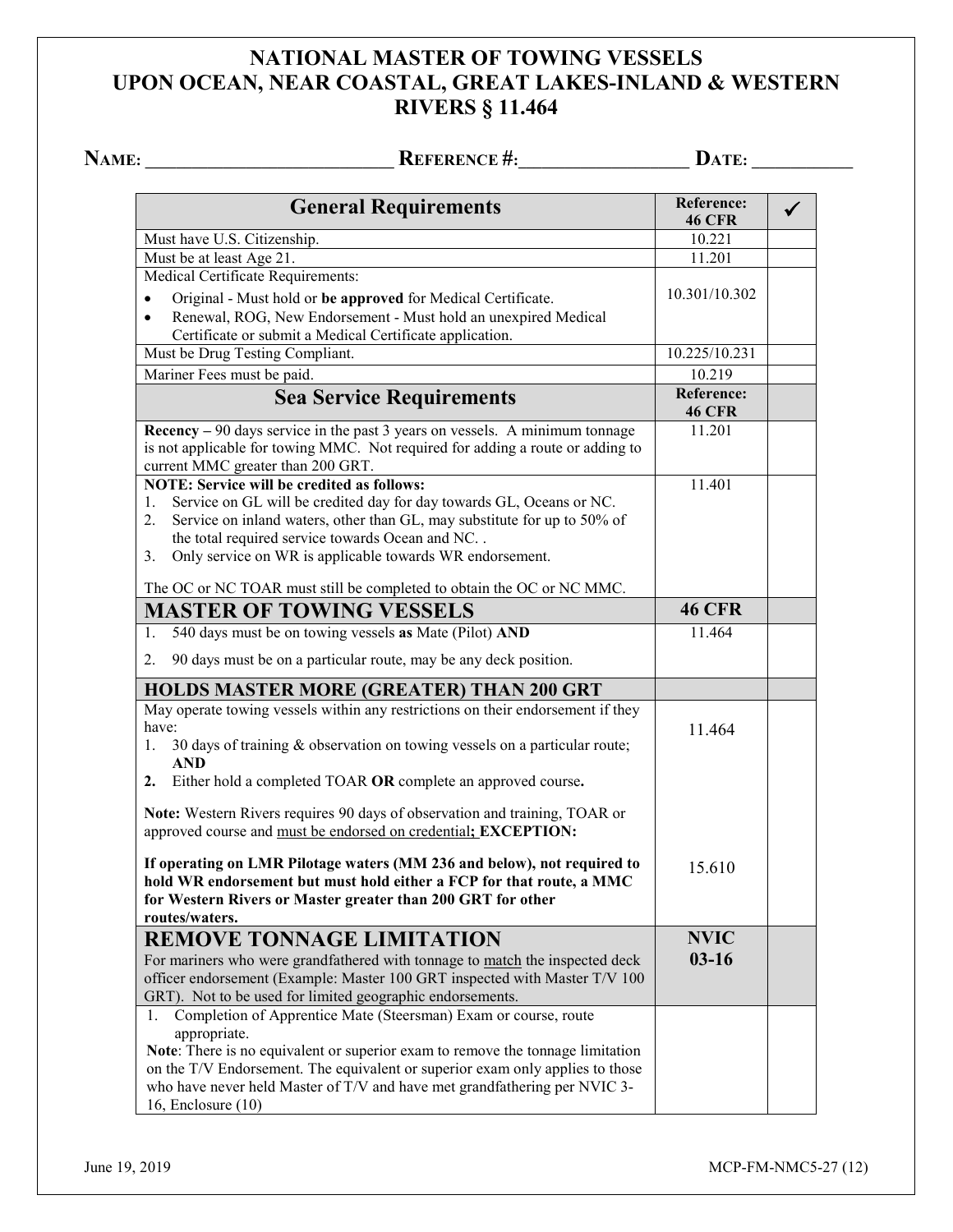# NATIONAL MASTER OF TOWING VESSELS UPON OCEAN, NEAR COASTAL, GREAT LAKES-INLAND & WESTERN RIVERS § 11.464

**NAME:** ____________________ **REFERENCE #:** ________________ **DATE:** __________

| General Requirements | Reference: 46 CFR | ✓ |
|---|---|---|
| Must have U.S. Citizenship. | 10.221 | |
| Must be at least Age 21. | 11.201 | |
| Medical Certificate Requirements:<br>• Original - Must hold or **be approved** for Medical Certificate.<br>• Renewal, ROG, New Endorsement - Must hold an unexpired Medical Certificate or submit a Medical Certificate application. | 10.301/10.302 | |
| Must be Drug Testing Compliant. | 10.225/10.231 | |
| Mariner Fees must be paid. | 10.219 | |
| **Sea Service Requirements** | **Reference: 46 CFR** | |
| **Recency –** 90 days service in the past 3 years on vessels. A minimum tonnage is not applicable for towing MMC. Not required for adding a route or adding to current MMC greater than 200 GRT. | 11.201 | |
| **NOTE: Service will be credited as follows:**<br>1. Service on GL will be credited day for day towards GL, Oceans or NC.<br>2. Service on inland waters, other than GL, may substitute for up to 50% of the total required service towards Ocean and NC. .<br>3. Only service on WR is applicable towards WR endorsement.<br><br>The OC or NC TOAR must still be completed to obtain the OC or NC MMC. | 11.401 | |
| **MASTER OF TOWING VESSELS** | **46 CFR** | |
| 1. 540 days must be on towing vessels **as** Mate (Pilot) **AND**<br>2. 90 days must be on a particular route, may be any deck position. | 11.464 | |
| **HOLDS MASTER MORE (GREATER) THAN 200 GRT** | | |
| May operate towing vessels within any restrictions on their endorsement if they have:<br>1. 30 days of training & observation on towing vessels on a particular route; **AND**<br>**2.** Either hold a completed TOAR **OR** complete an approved course**.**<br><br>**Note:** Western Rivers requires 90 days of observation and training, TOAR or approved course and <u>must be endorsed on credential</u>**; EXCEPTION:** | 11.464 | |
| **If operating on LMR Pilotage waters (MM 236 and below), not required to hold WR endorsement but must hold either a FCP for that route, a MMC for Western Rivers or Master greater than 200 GRT for other routes/waters.** | 15.610 | |
| **REMOVE TONNAGE LIMITATION**<br>For mariners who were grandfathered with tonnage to <u>match</u> the inspected deck officer endorsement (Example: Master 100 GRT inspected with Master T/V 100 GRT). Not to be used for limited geographic endorsements. | **NVIC 03-16** | |
| 1. Completion of Apprentice Mate (Steersman) Exam or course, route appropriate.<br>**Note**: There is no equivalent or superior exam to remove the tonnage limitation on the T/V Endorsement. The equivalent or superior exam only applies to those who have never held Master of T/V and have met grandfathering per NVIC 3-16, Enclosure (10) | | |

June 19, 2019 MCP-FM-NMC5-27 (12)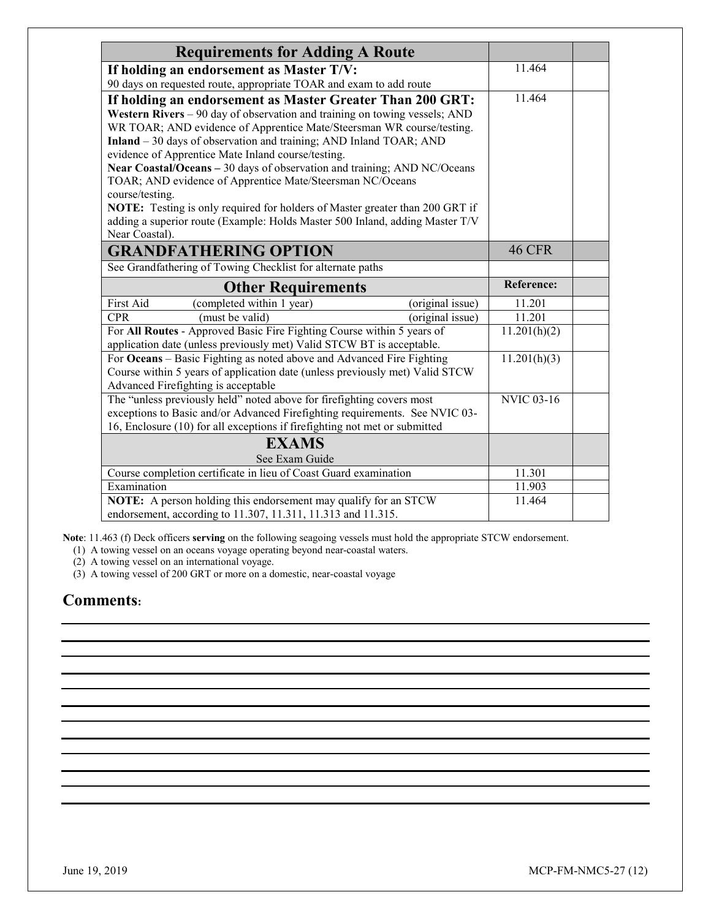| Requirements for Adding A Route | | |
|---|---|---|
| **If holding an endorsement as Master T/V:**<br>90 days on requested route, appropriate TOAR and exam to add route | 11.464 | |
| **If holding an endorsement as Master Greater Than 200 GRT:**<br>**Western Rivers** – 90 day of observation and training on towing vessels; AND WR TOAR; AND evidence of Apprentice Mate/Steersman WR course/testing.<br>**Inland** – 30 days of observation and training; AND Inland TOAR; AND evidence of Apprentice Mate Inland course/testing.<br>**Near Coastal/Oceans –** 30 days of observation and training; AND NC/Oceans TOAR; AND evidence of Apprentice Mate/Steersman NC/Oceans course/testing.<br>**NOTE:** Testing is only required for holders of Master greater than 200 GRT if adding a superior route (Example: Holds Master 500 Inland, adding Master T/V Near Coastal). | 11.464 | |
| **GRANDFATHERING OPTION** | 46 CFR | |
| See Grandfathering of Towing Checklist for alternate paths | | |
| **Other Requirements** | **Reference:** | |
| First Aid (completed within 1 year) (original issue) | 11.201 | |
| CPR (must be valid) (original issue) | 11.201 | |
| For **All Routes** - Approved Basic Fire Fighting Course within 5 years of application date (unless previously met) Valid STCW BT is acceptable. | 11.201(h)(2) | |
| For **Oceans** – Basic Fighting as noted above and Advanced Fire Fighting Course within 5 years of application date (unless previously met) Valid STCW Advanced Firefighting is acceptable | 11.201(h)(3) | |
| The "unless previously held" noted above for firefighting covers most exceptions to Basic and/or Advanced Firefighting requirements. See NVIC 03-16, Enclosure (10) for all exceptions if firefighting not met or submitted | NVIC 03-16 | |
| **EXAMS**<br>See Exam Guide | | |
| Course completion certificate in lieu of Coast Guard examination | 11.301 | |
| Examination | 11.903 | |
| **NOTE:** A person holding this endorsement may qualify for an STCW endorsement, according to 11.307, 11.311, 11.313 and 11.315. | 11.464 | |

**Note**: 11.463 (f) Deck officers **serving** on the following seagoing vessels must hold the appropriate STCW endorsement.

(1) A towing vessel on an oceans voyage operating beyond near-coastal waters.
(2) A towing vessel on an international voyage.
(3) A towing vessel of 200 GRT or more on a domestic, near-coastal voyage

## Comments: